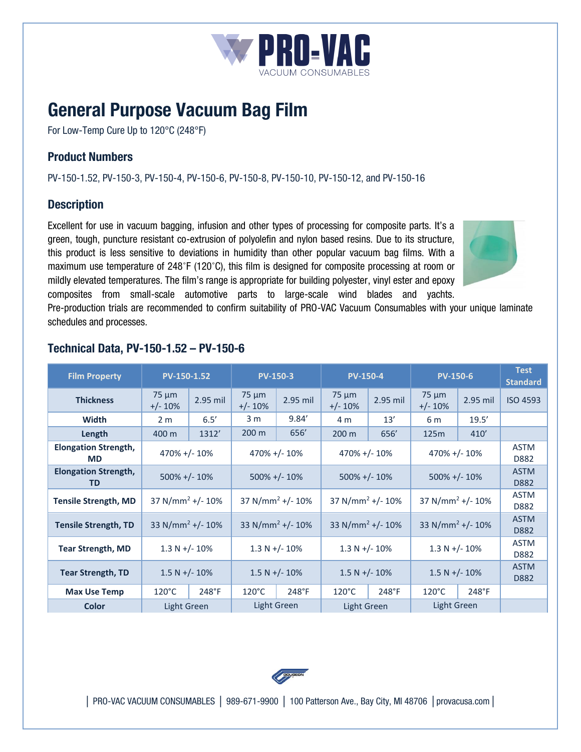# General Purpose Vacuum Bag Film

For Low-Temp Cure Up to 120°C (248°F)

## Product Numbers

PV-150-1.52, PV-150-3, PV-150-4, PV-150-6, PV-150-8, PV-150-10, PV-150-12, and PV-150-16

## Description

Excellent for use in vacuum bagging, infusion and other types of processing for composite parts. It's a green, tough, puncture resistant co-extrusion of polyolefin and nylon based resins. Due to its structure, this product is less sensitive to deviations in humidity than other popular vacuum bag films. With a maximum use temperature of 248˚F (120˚C), this film is designed for composite processing at room or mildly elevated temperatures. The film's range is appropriate for building polyester, vinyl ester and epoxy composites from small-scale automotive parts to large-scale wind blades and yachts. Pre-production trials are recommended to confirm suitability of PRO-VAC Vacuum Consumables with your unique laminate schedules and processes.

## Technical Data, PV-150-1.52 – PV-150-6

| Film Property | PV-150-1.52 | | PV-150-3 | | PV-150-4 | | PV-150-6 | | Test Standard |
|---|---|---|---|---|---|---|---|---|---|
| Thickness | 75 µm +/- 10% | 2.95 mil | 75 µm +/- 10% | 2.95 mil | 75 µm +/- 10% | 2.95 mil | 75 µm +/- 10% | 2.95 mil | ISO 4593 |
| Width | 2 m | 6.5' | 3 m | 9.84' | 4 m | 13' | 6 m | 19.5' | |
| Length | 400 m | 1312' | 200 m | 656' | 200 m | 656' | 125m | 410' | |
| Elongation Strength, MD | 470% +/- 10% | | 470% +/- 10% | | 470% +/- 10% | | 470% +/- 10% | | ASTM D882 |
| Elongation Strength, TD | 500% +/- 10% | | 500% +/- 10% | | 500% +/- 10% | | 500% +/- 10% | | ASTM D882 |
| Tensile Strength, MD | 37 N/mm$^2$ +/- 10% | | 37 N/mm$^2$ +/- 10% | | 37 N/mm$^2$ +/- 10% | | 37 N/mm$^2$ +/- 10% | | ASTM D882 |
| Tensile Strength, TD | 33 N/mm$^2$ +/- 10% | | 33 N/mm$^2$ +/- 10% | | 33 N/mm$^2$ +/- 10% | | 33 N/mm$^2$ +/- 10% | | ASTM D882 |
| Tear Strength, MD | 1.3 N +/- 10% | | 1.3 N +/- 10% | | 1.3 N +/- 10% | | 1.3 N +/- 10% | | ASTM D882 |
| Tear Strength, TD | 1.5 N +/- 10% | | 1.5 N +/- 10% | | 1.5 N +/- 10% | | 1.5 N +/- 10% | | ASTM D882 |
| Max Use Temp | 120°C | 248°F | 120°C | 248°F | 120°C | 248°F | 120°C | 248°F | |
| Color | Light Green | | Light Green | | Light Green | | Light Green | | |

| PRO-VAC VACUUM CONSUMABLES | 989-671-9900 | 100 Patterson Ave., Bay City, MI 48706 | provacusa.com |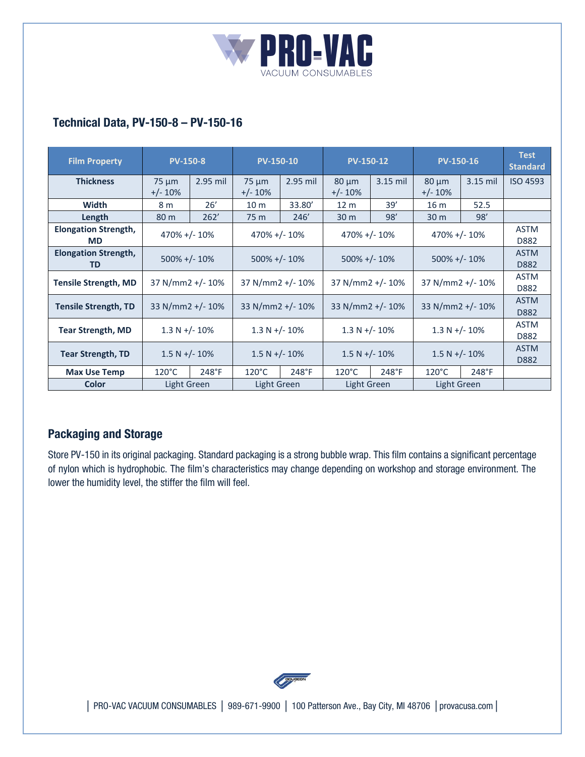## Technical Data, PV-150-8 – PV-150-16

| Film Property | PV-150-8 | | PV-150-10 | | PV-150-12 | | PV-150-16 | | Test Standard |
|---|---|---|---|---|---|---|---|---|---|
| Thickness | 75 µm +/- 10% | 2.95 mil | 75 µm +/- 10% | 2.95 mil | 80 µm +/- 10% | 3.15 mil | 80 µm +/- 10% | 3.15 mil | ISO 4593 |
| Width | 8 m | 26’ | 10 m | 33.80’ | 12 m | 39’ | 16 m | 52.5 | |
| Length | 80 m | 262’ | 75 m | 246’ | 30 m | 98’ | 30 m | 98’ | |
| Elongation Strength, MD | 470% +/- 10% | | 470% +/- 10% | | 470% +/- 10% | | 470% +/- 10% | | ASTM D882 |
| Elongation Strength, TD | 500% +/- 10% | | 500% +/- 10% | | 500% +/- 10% | | 500% +/- 10% | | ASTM D882 |
| Tensile Strength, MD | 37 N/mm2 +/- 10% | | 37 N/mm2 +/- 10% | | 37 N/mm2 +/- 10% | | 37 N/mm2 +/- 10% | | ASTM D882 |
| Tensile Strength, TD | 33 N/mm2 +/- 10% | | 33 N/mm2 +/- 10% | | 33 N/mm2 +/- 10% | | 33 N/mm2 +/- 10% | | ASTM D882 |
| Tear Strength, MD | 1.3 N +/- 10% | | 1.3 N +/- 10% | | 1.3 N +/- 10% | | 1.3 N +/- 10% | | ASTM D882 |
| Tear Strength, TD | 1.5 N +/- 10% | | 1.5 N +/- 10% | | 1.5 N +/- 10% | | 1.5 N +/- 10% | | ASTM D882 |
| Max Use Temp | 120°C | 248°F | 120°C | 248°F | 120°C | 248°F | 120°C | 248°F | |
| Color | Light Green | | Light Green | | Light Green | | Light Green | | |

## Packaging and Storage

Store PV-150 in its original packaging. Standard packaging is a strong bubble wrap. This film contains a significant percentage of nylon which is hydrophobic. The film’s characteristics may change depending on workshop and storage environment. The lower the humidity level, the stiffer the film will feel.

| PRO-VAC VACUUM CONSUMABLES | 989-671-9900 | 100 Patterson Ave., Bay City, MI 48706 | provacusa.com |